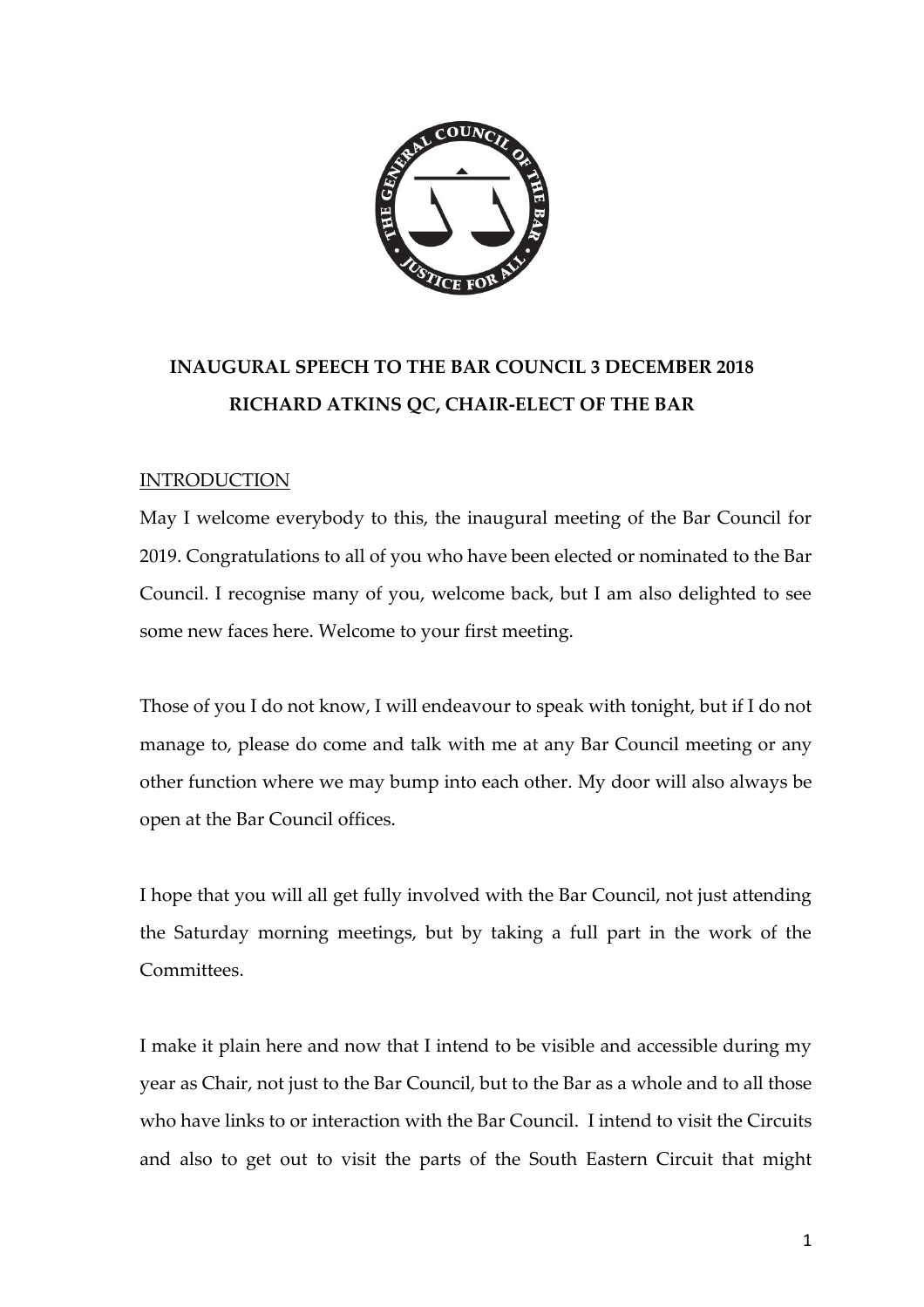**INAUGURAL SPEECH TO THE BAR COUNCIL 3 DECEMBER 2018**

**RICHARD ATKINS QC, CHAIR-ELECT OF THE BAR**

## INTRODUCTION

May I welcome everybody to this, the inaugural meeting of the Bar Council for 2019. Congratulations to all of you who have been elected or nominated to the Bar Council. I recognise many of you, welcome back, but I am also delighted to see some new faces here. Welcome to your first meeting.

Those of you I do not know, I will endeavour to speak with tonight, but if I do not manage to, please do come and talk with me at any Bar Council meeting or any other function where we may bump into each other. My door will also always be open at the Bar Council offices.

I hope that you will all get fully involved with the Bar Council, not just attending the Saturday morning meetings, but by taking a full part in the work of the Committees.

I make it plain here and now that I intend to be visible and accessible during my year as Chair, not just to the Bar Council, but to the Bar as a whole and to all those who have links to or interaction with the Bar Council. I intend to visit the Circuits and also to get out to visit the parts of the South Eastern Circuit that might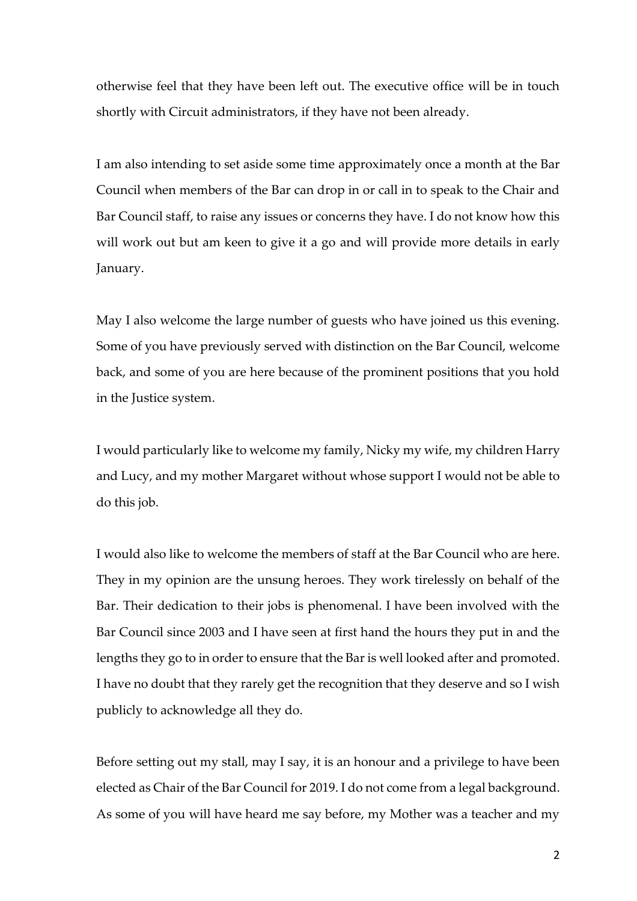otherwise feel that they have been left out. The executive office will be in touch shortly with Circuit administrators, if they have not been already.

I am also intending to set aside some time approximately once a month at the Bar Council when members of the Bar can drop in or call in to speak to the Chair and Bar Council staff, to raise any issues or concerns they have. I do not know how this will work out but am keen to give it a go and will provide more details in early January.

May I also welcome the large number of guests who have joined us this evening. Some of you have previously served with distinction on the Bar Council, welcome back, and some of you are here because of the prominent positions that you hold in the Justice system.

I would particularly like to welcome my family, Nicky my wife, my children Harry and Lucy, and my mother Margaret without whose support I would not be able to do this job.

I would also like to welcome the members of staff at the Bar Council who are here. They in my opinion are the unsung heroes. They work tirelessly on behalf of the Bar. Their dedication to their jobs is phenomenal. I have been involved with the Bar Council since 2003 and I have seen at first hand the hours they put in and the lengths they go to in order to ensure that the Bar is well looked after and promoted. I have no doubt that they rarely get the recognition that they deserve and so I wish publicly to acknowledge all they do.

Before setting out my stall, may I say, it is an honour and a privilege to have been elected as Chair of the Bar Council for 2019. I do not come from a legal background. As some of you will have heard me say before, my Mother was a teacher and my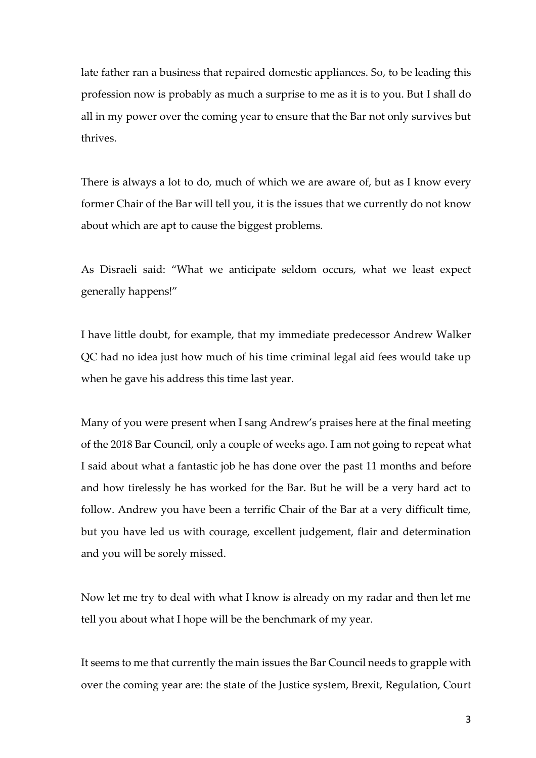late father ran a business that repaired domestic appliances. So, to be leading this profession now is probably as much a surprise to me as it is to you. But I shall do all in my power over the coming year to ensure that the Bar not only survives but thrives.

There is always a lot to do, much of which we are aware of, but as I know every former Chair of the Bar will tell you, it is the issues that we currently do not know about which are apt to cause the biggest problems.

As Disraeli said: "What we anticipate seldom occurs, what we least expect generally happens!"

I have little doubt, for example, that my immediate predecessor Andrew Walker QC had no idea just how much of his time criminal legal aid fees would take up when he gave his address this time last year.

Many of you were present when I sang Andrew's praises here at the final meeting of the 2018 Bar Council, only a couple of weeks ago. I am not going to repeat what I said about what a fantastic job he has done over the past 11 months and before and how tirelessly he has worked for the Bar. But he will be a very hard act to follow. Andrew you have been a terrific Chair of the Bar at a very difficult time, but you have led us with courage, excellent judgement, flair and determination and you will be sorely missed.

Now let me try to deal with what I know is already on my radar and then let me tell you about what I hope will be the benchmark of my year.

It seems to me that currently the main issues the Bar Council needs to grapple with over the coming year are: the state of the Justice system, Brexit, Regulation, Court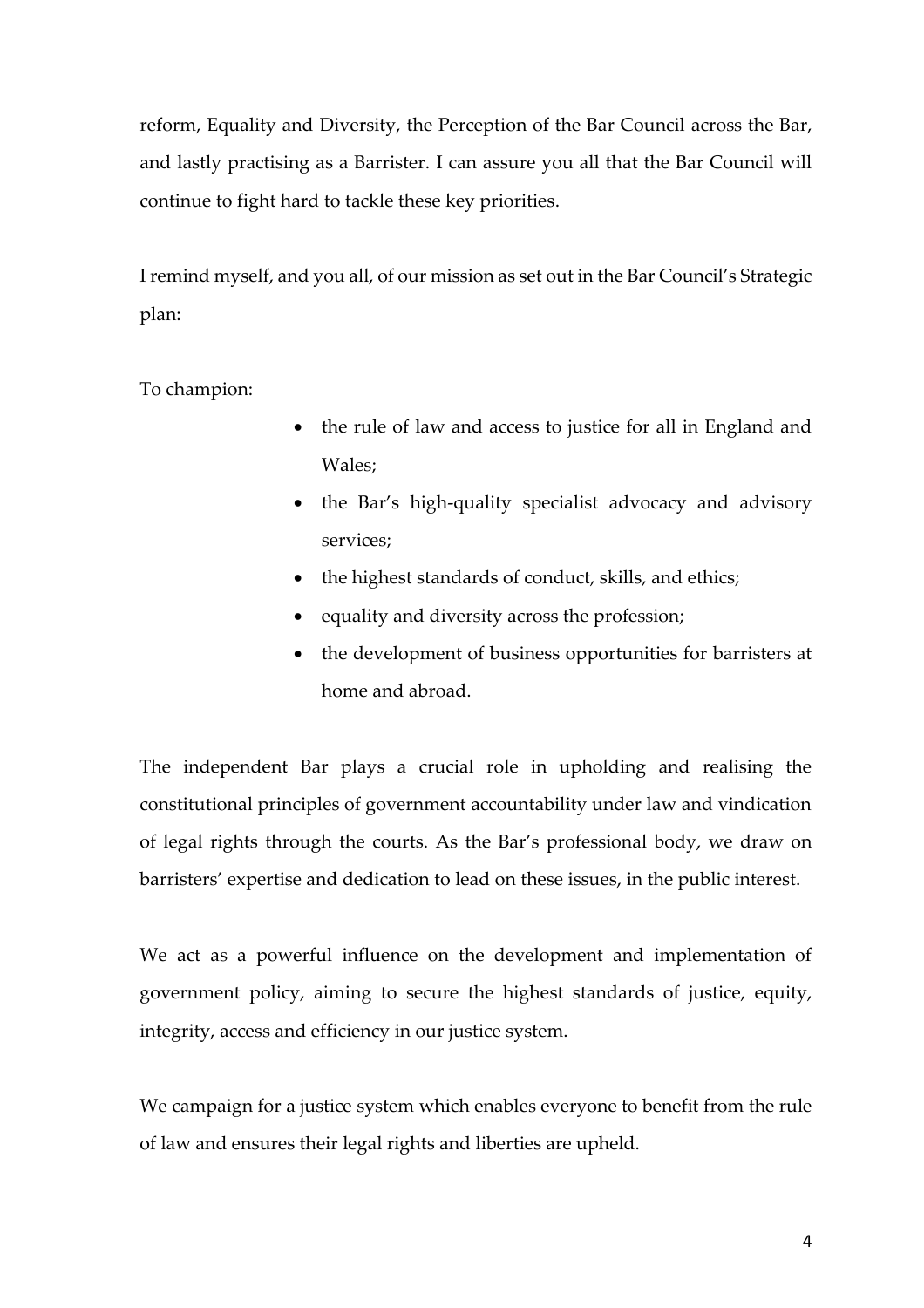reform, Equality and Diversity, the Perception of the Bar Council across the Bar, and lastly practising as a Barrister. I can assure you all that the Bar Council will continue to fight hard to tackle these key priorities.

I remind myself, and you all, of our mission as set out in the Bar Council's Strategic plan:

To champion:

- the rule of law and access to justice for all in England and Wales;
- the Bar's high-quality specialist advocacy and advisory services;
- the highest standards of conduct, skills, and ethics;
- equality and diversity across the profession;
- the development of business opportunities for barristers at home and abroad.

The independent Bar plays a crucial role in upholding and realising the constitutional principles of government accountability under law and vindication of legal rights through the courts. As the Bar's professional body, we draw on barristers' expertise and dedication to lead on these issues, in the public interest.

We act as a powerful influence on the development and implementation of government policy, aiming to secure the highest standards of justice, equity, integrity, access and efficiency in our justice system.

We campaign for a justice system which enables everyone to benefit from the rule of law and ensures their legal rights and liberties are upheld.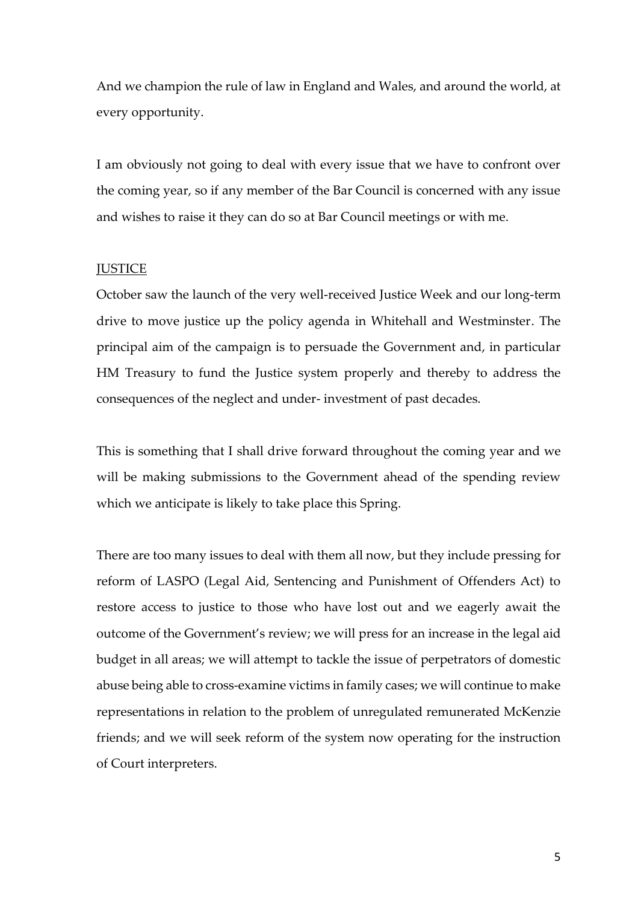And we champion the rule of law in England and Wales, and around the world, at every opportunity.

I am obviously not going to deal with every issue that we have to confront over the coming year, so if any member of the Bar Council is concerned with any issue and wishes to raise it they can do so at Bar Council meetings or with me.

## JUSTICE

October saw the launch of the very well-received Justice Week and our long-term drive to move justice up the policy agenda in Whitehall and Westminster. The principal aim of the campaign is to persuade the Government and, in particular HM Treasury to fund the Justice system properly and thereby to address the consequences of the neglect and under- investment of past decades.

This is something that I shall drive forward throughout the coming year and we will be making submissions to the Government ahead of the spending review which we anticipate is likely to take place this Spring.

There are too many issues to deal with them all now, but they include pressing for reform of LASPO (Legal Aid, Sentencing and Punishment of Offenders Act) to restore access to justice to those who have lost out and we eagerly await the outcome of the Government's review; we will press for an increase in the legal aid budget in all areas; we will attempt to tackle the issue of perpetrators of domestic abuse being able to cross-examine victims in family cases; we will continue to make representations in relation to the problem of unregulated remunerated McKenzie friends; and we will seek reform of the system now operating for the instruction of Court interpreters.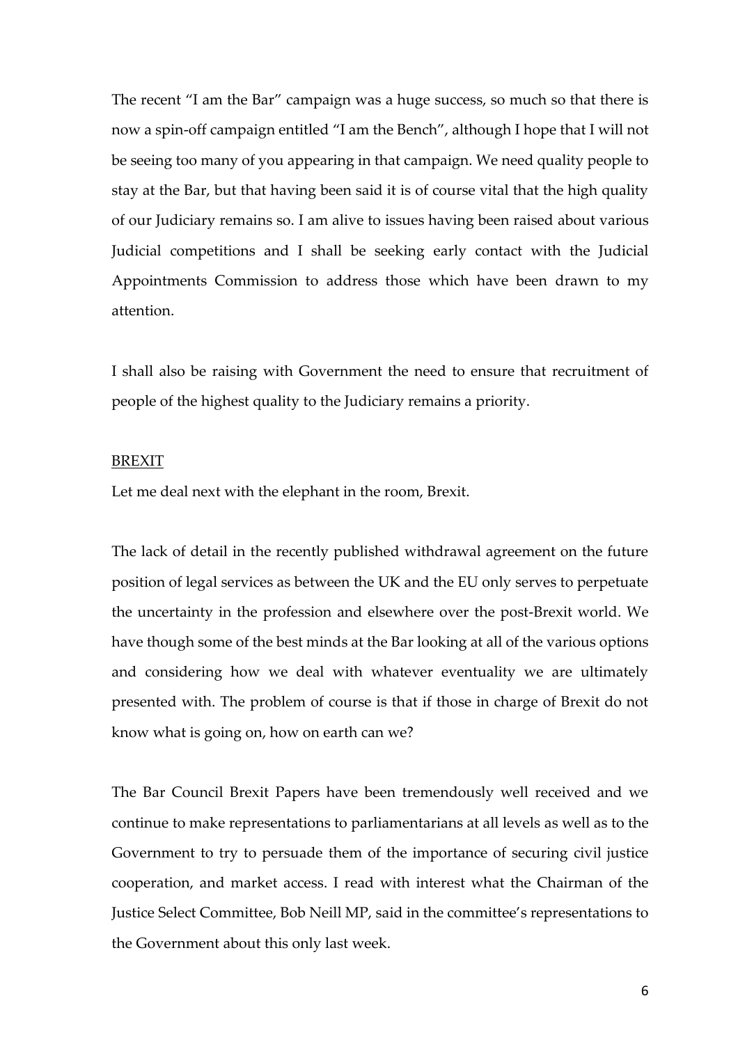The recent "I am the Bar" campaign was a huge success, so much so that there is now a spin-off campaign entitled "I am the Bench", although I hope that I will not be seeing too many of you appearing in that campaign. We need quality people to stay at the Bar, but that having been said it is of course vital that the high quality of our Judiciary remains so. I am alive to issues having been raised about various Judicial competitions and I shall be seeking early contact with the Judicial Appointments Commission to address those which have been drawn to my attention.

I shall also be raising with Government the need to ensure that recruitment of people of the highest quality to the Judiciary remains a priority.

## BREXIT

Let me deal next with the elephant in the room, Brexit.

The lack of detail in the recently published withdrawal agreement on the future position of legal services as between the UK and the EU only serves to perpetuate the uncertainty in the profession and elsewhere over the post-Brexit world. We have though some of the best minds at the Bar looking at all of the various options and considering how we deal with whatever eventuality we are ultimately presented with. The problem of course is that if those in charge of Brexit do not know what is going on, how on earth can we?

The Bar Council Brexit Papers have been tremendously well received and we continue to make representations to parliamentarians at all levels as well as to the Government to try to persuade them of the importance of securing civil justice cooperation, and market access. I read with interest what the Chairman of the Justice Select Committee, Bob Neill MP, said in the committee's representations to the Government about this only last week.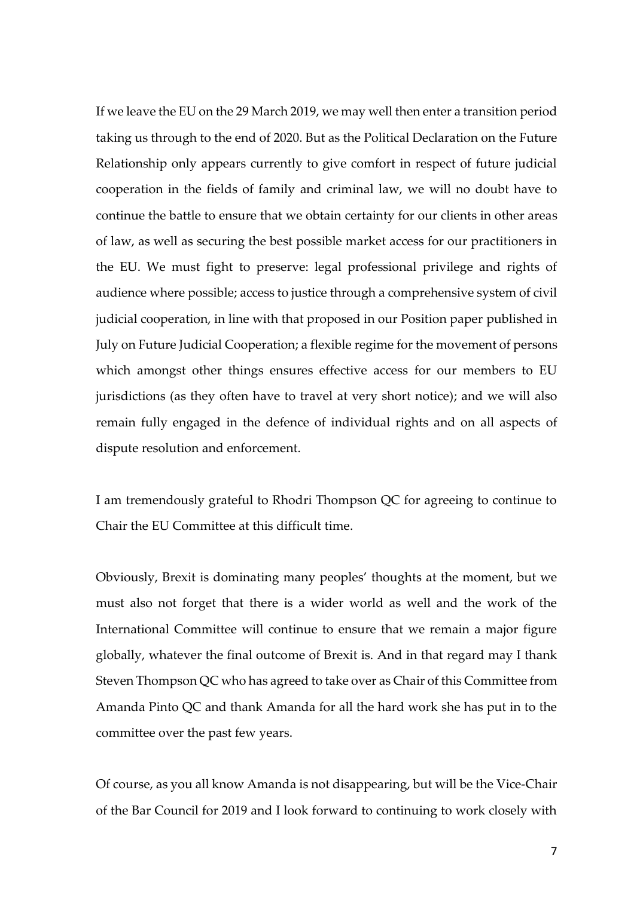If we leave the EU on the 29 March 2019, we may well then enter a transition period taking us through to the end of 2020. But as the Political Declaration on the Future Relationship only appears currently to give comfort in respect of future judicial cooperation in the fields of family and criminal law, we will no doubt have to continue the battle to ensure that we obtain certainty for our clients in other areas of law, as well as securing the best possible market access for our practitioners in the EU. We must fight to preserve: legal professional privilege and rights of audience where possible; access to justice through a comprehensive system of civil judicial cooperation, in line with that proposed in our Position paper published in July on Future Judicial Cooperation; a flexible regime for the movement of persons which amongst other things ensures effective access for our members to EU jurisdictions (as they often have to travel at very short notice); and we will also remain fully engaged in the defence of individual rights and on all aspects of dispute resolution and enforcement.

I am tremendously grateful to Rhodri Thompson QC for agreeing to continue to Chair the EU Committee at this difficult time.

Obviously, Brexit is dominating many peoples' thoughts at the moment, but we must also not forget that there is a wider world as well and the work of the International Committee will continue to ensure that we remain a major figure globally, whatever the final outcome of Brexit is. And in that regard may I thank Steven Thompson QC who has agreed to take over as Chair of this Committee from Amanda Pinto QC and thank Amanda for all the hard work she has put in to the committee over the past few years.

Of course, as you all know Amanda is not disappearing, but will be the Vice-Chair of the Bar Council for 2019 and I look forward to continuing to work closely with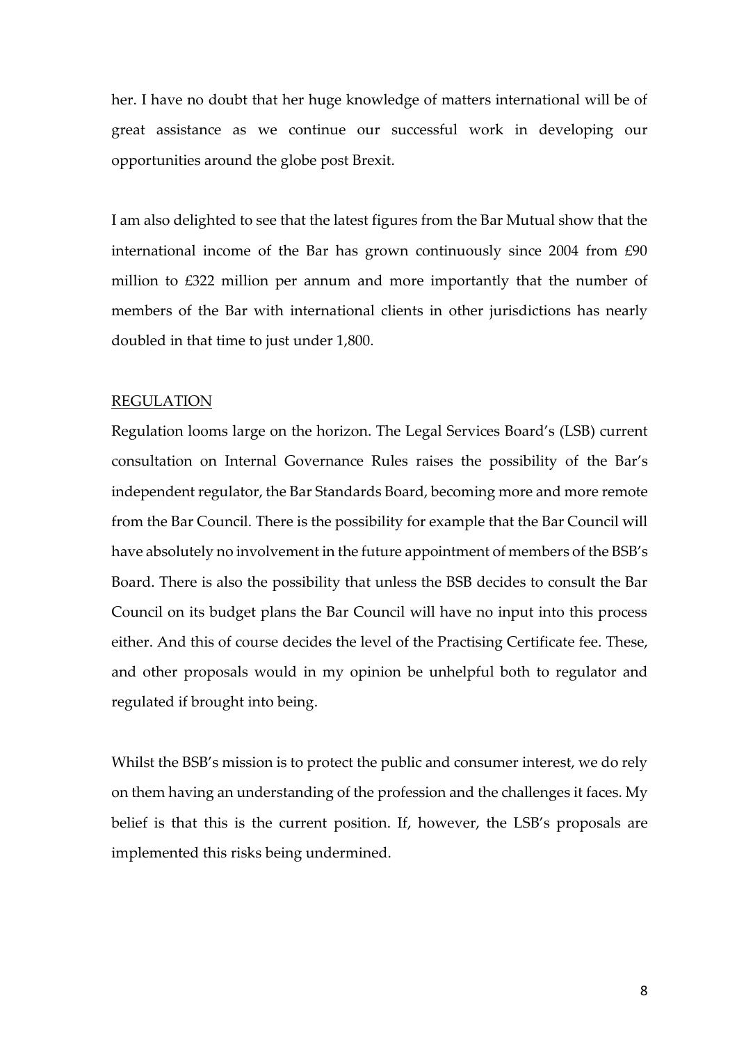her. I have no doubt that her huge knowledge of matters international will be of great assistance as we continue our successful work in developing our opportunities around the globe post Brexit.

I am also delighted to see that the latest figures from the Bar Mutual show that the international income of the Bar has grown continuously since 2004 from £90 million to £322 million per annum and more importantly that the number of members of the Bar with international clients in other jurisdictions has nearly doubled in that time to just under 1,800.

## REGULATION

Regulation looms large on the horizon. The Legal Services Board's (LSB) current consultation on Internal Governance Rules raises the possibility of the Bar's independent regulator, the Bar Standards Board, becoming more and more remote from the Bar Council. There is the possibility for example that the Bar Council will have absolutely no involvement in the future appointment of members of the BSB's Board. There is also the possibility that unless the BSB decides to consult the Bar Council on its budget plans the Bar Council will have no input into this process either. And this of course decides the level of the Practising Certificate fee. These, and other proposals would in my opinion be unhelpful both to regulator and regulated if brought into being.

Whilst the BSB's mission is to protect the public and consumer interest, we do rely on them having an understanding of the profession and the challenges it faces. My belief is that this is the current position. If, however, the LSB's proposals are implemented this risks being undermined.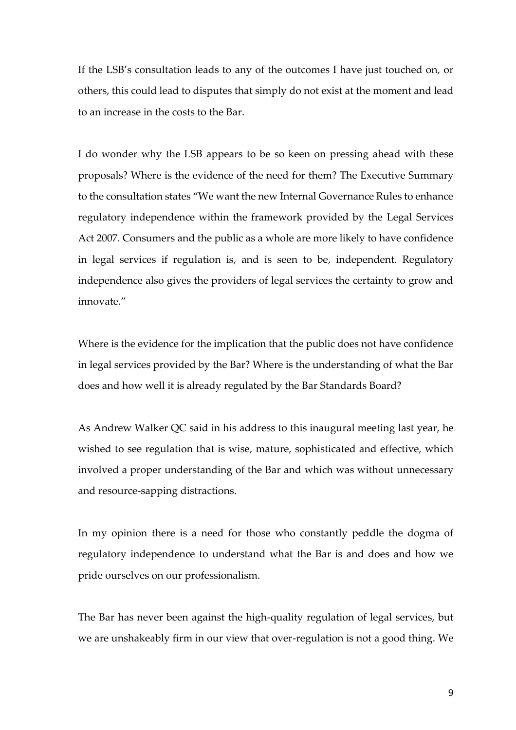If the LSB's consultation leads to any of the outcomes I have just touched on, or others, this could lead to disputes that simply do not exist at the moment and lead to an increase in the costs to the Bar.

I do wonder why the LSB appears to be so keen on pressing ahead with these proposals? Where is the evidence of the need for them? The Executive Summary to the consultation states "We want the new Internal Governance Rules to enhance regulatory independence within the framework provided by the Legal Services Act 2007. Consumers and the public as a whole are more likely to have confidence in legal services if regulation is, and is seen to be, independent. Regulatory independence also gives the providers of legal services the certainty to grow and innovate."

Where is the evidence for the implication that the public does not have confidence in legal services provided by the Bar? Where is the understanding of what the Bar does and how well it is already regulated by the Bar Standards Board?

As Andrew Walker QC said in his address to this inaugural meeting last year, he wished to see regulation that is wise, mature, sophisticated and effective, which involved a proper understanding of the Bar and which was without unnecessary and resource-sapping distractions.

In my opinion there is a need for those who constantly peddle the dogma of regulatory independence to understand what the Bar is and does and how we pride ourselves on our professionalism.

The Bar has never been against the high-quality regulation of legal services, but we are unshakeably firm in our view that over-regulation is not a good thing. We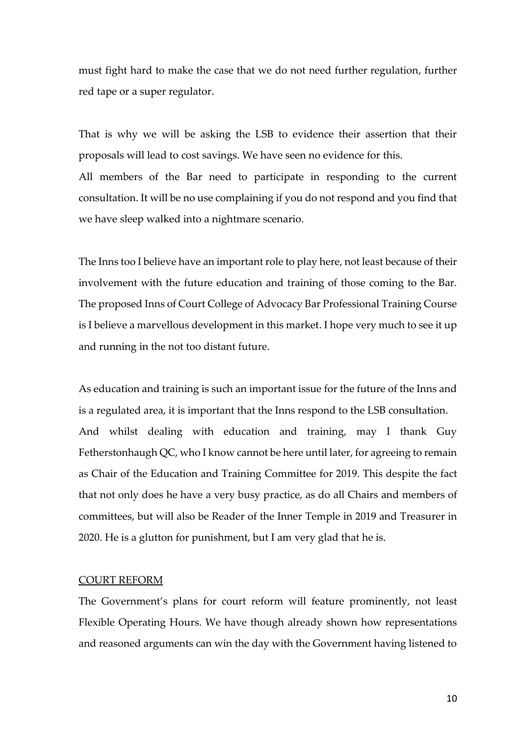must fight hard to make the case that we do not need further regulation, further red tape or a super regulator.

That is why we will be asking the LSB to evidence their assertion that their proposals will lead to cost savings. We have seen no evidence for this.

All members of the Bar need to participate in responding to the current consultation. It will be no use complaining if you do not respond and you find that we have sleep walked into a nightmare scenario.

The Inns too I believe have an important role to play here, not least because of their involvement with the future education and training of those coming to the Bar. The proposed Inns of Court College of Advocacy Bar Professional Training Course is I believe a marvellous development in this market. I hope very much to see it up and running in the not too distant future.

As education and training is such an important issue for the future of the Inns and is a regulated area, it is important that the Inns respond to the LSB consultation.

And whilst dealing with education and training, may I thank Guy Fetherstonhaugh QC, who I know cannot be here until later, for agreeing to remain as Chair of the Education and Training Committee for 2019. This despite the fact that not only does he have a very busy practice, as do all Chairs and members of committees, but will also be Reader of the Inner Temple in 2019 and Treasurer in 2020. He is a glutton for punishment, but I am very glad that he is.

COURT REFORM

The Government's plans for court reform will feature prominently, not least Flexible Operating Hours. We have though already shown how representations and reasoned arguments can win the day with the Government having listened to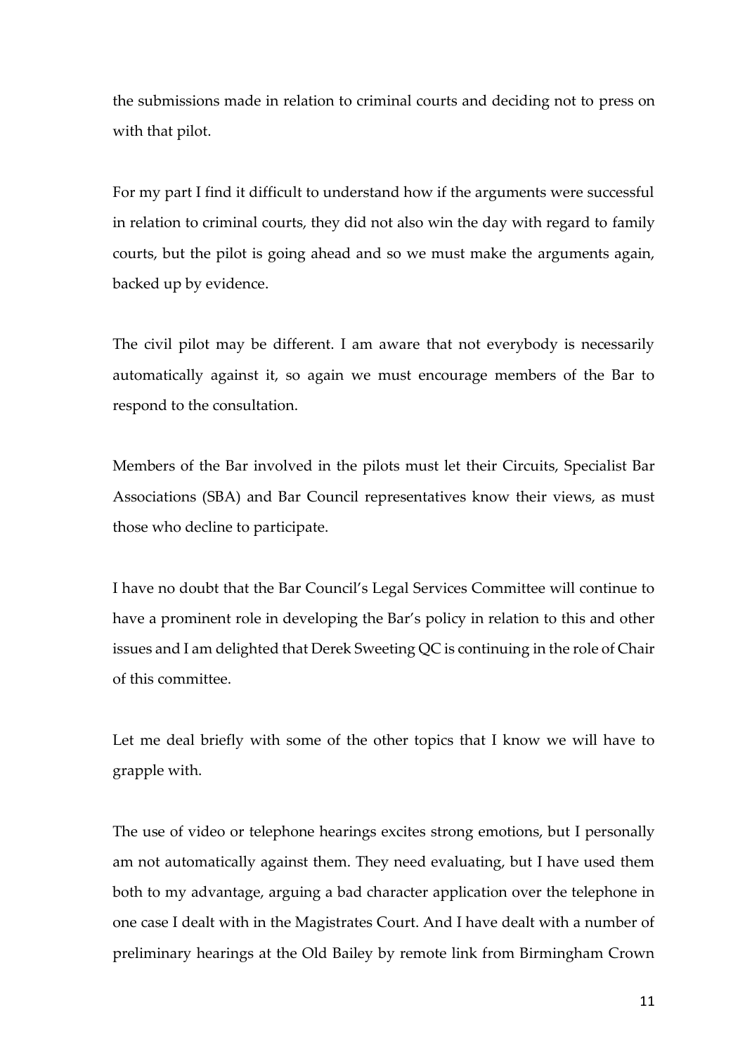the submissions made in relation to criminal courts and deciding not to press on with that pilot.

For my part I find it difficult to understand how if the arguments were successful in relation to criminal courts, they did not also win the day with regard to family courts, but the pilot is going ahead and so we must make the arguments again, backed up by evidence.

The civil pilot may be different. I am aware that not everybody is necessarily automatically against it, so again we must encourage members of the Bar to respond to the consultation.

Members of the Bar involved in the pilots must let their Circuits, Specialist Bar Associations (SBA) and Bar Council representatives know their views, as must those who decline to participate.

I have no doubt that the Bar Council's Legal Services Committee will continue to have a prominent role in developing the Bar's policy in relation to this and other issues and I am delighted that Derek Sweeting QC is continuing in the role of Chair of this committee.

Let me deal briefly with some of the other topics that I know we will have to grapple with.

The use of video or telephone hearings excites strong emotions, but I personally am not automatically against them. They need evaluating, but I have used them both to my advantage, arguing a bad character application over the telephone in one case I dealt with in the Magistrates Court. And I have dealt with a number of preliminary hearings at the Old Bailey by remote link from Birmingham Crown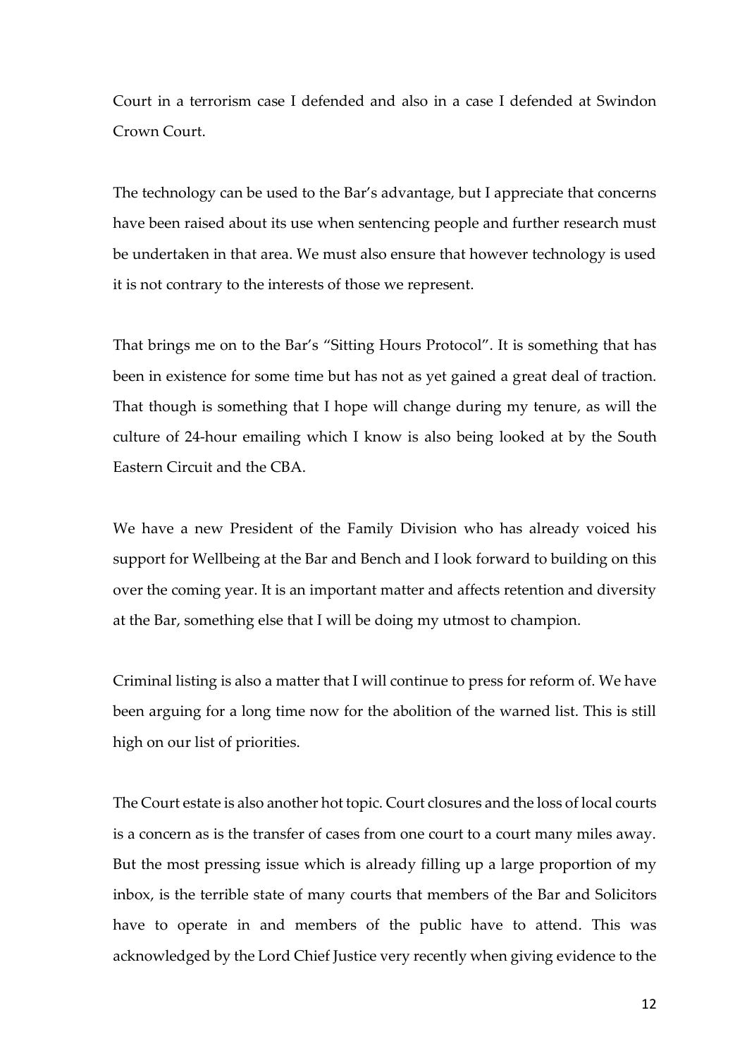Court in a terrorism case I defended and also in a case I defended at Swindon Crown Court.

The technology can be used to the Bar's advantage, but I appreciate that concerns have been raised about its use when sentencing people and further research must be undertaken in that area. We must also ensure that however technology is used it is not contrary to the interests of those we represent.

That brings me on to the Bar's "Sitting Hours Protocol". It is something that has been in existence for some time but has not as yet gained a great deal of traction. That though is something that I hope will change during my tenure, as will the culture of 24-hour emailing which I know is also being looked at by the South Eastern Circuit and the CBA.

We have a new President of the Family Division who has already voiced his support for Wellbeing at the Bar and Bench and I look forward to building on this over the coming year. It is an important matter and affects retention and diversity at the Bar, something else that I will be doing my utmost to champion.

Criminal listing is also a matter that I will continue to press for reform of. We have been arguing for a long time now for the abolition of the warned list. This is still high on our list of priorities.

The Court estate is also another hot topic. Court closures and the loss of local courts is a concern as is the transfer of cases from one court to a court many miles away. But the most pressing issue which is already filling up a large proportion of my inbox, is the terrible state of many courts that members of the Bar and Solicitors have to operate in and members of the public have to attend. This was acknowledged by the Lord Chief Justice very recently when giving evidence to the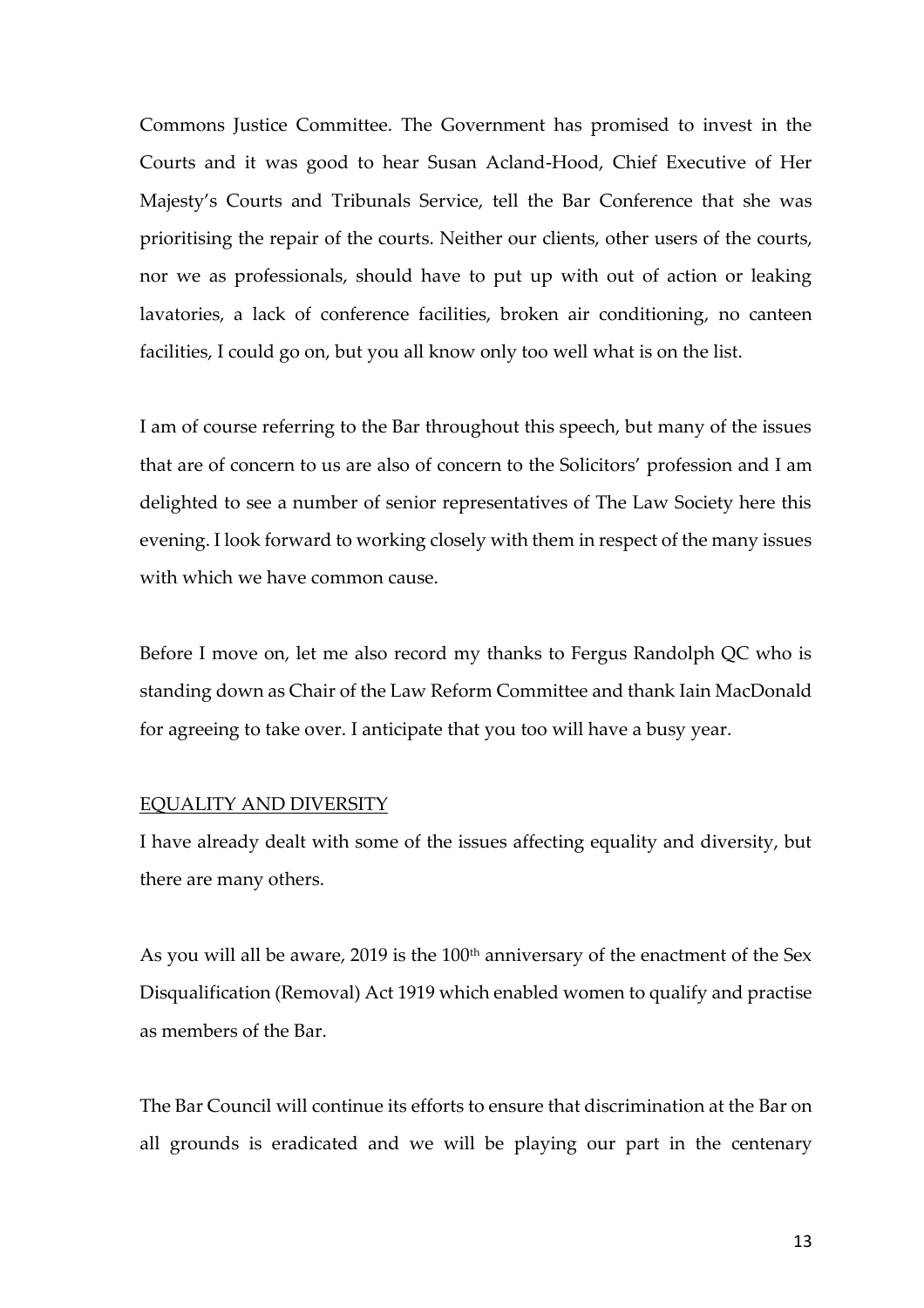Commons Justice Committee. The Government has promised to invest in the Courts and it was good to hear Susan Acland-Hood, Chief Executive of Her Majesty's Courts and Tribunals Service, tell the Bar Conference that she was prioritising the repair of the courts. Neither our clients, other users of the courts, nor we as professionals, should have to put up with out of action or leaking lavatories, a lack of conference facilities, broken air conditioning, no canteen facilities, I could go on, but you all know only too well what is on the list.

I am of course referring to the Bar throughout this speech, but many of the issues that are of concern to us are also of concern to the Solicitors' profession and I am delighted to see a number of senior representatives of The Law Society here this evening. I look forward to working closely with them in respect of the many issues with which we have common cause.

Before I move on, let me also record my thanks to Fergus Randolph QC who is standing down as Chair of the Law Reform Committee and thank Iain MacDonald for agreeing to take over. I anticipate that you too will have a busy year.

## EQUALITY AND DIVERSITY

I have already dealt with some of the issues affecting equality and diversity, but there are many others.

As you will all be aware, 2019 is the 100th anniversary of the enactment of the Sex Disqualification (Removal) Act 1919 which enabled women to qualify and practise as members of the Bar.

The Bar Council will continue its efforts to ensure that discrimination at the Bar on all grounds is eradicated and we will be playing our part in the centenary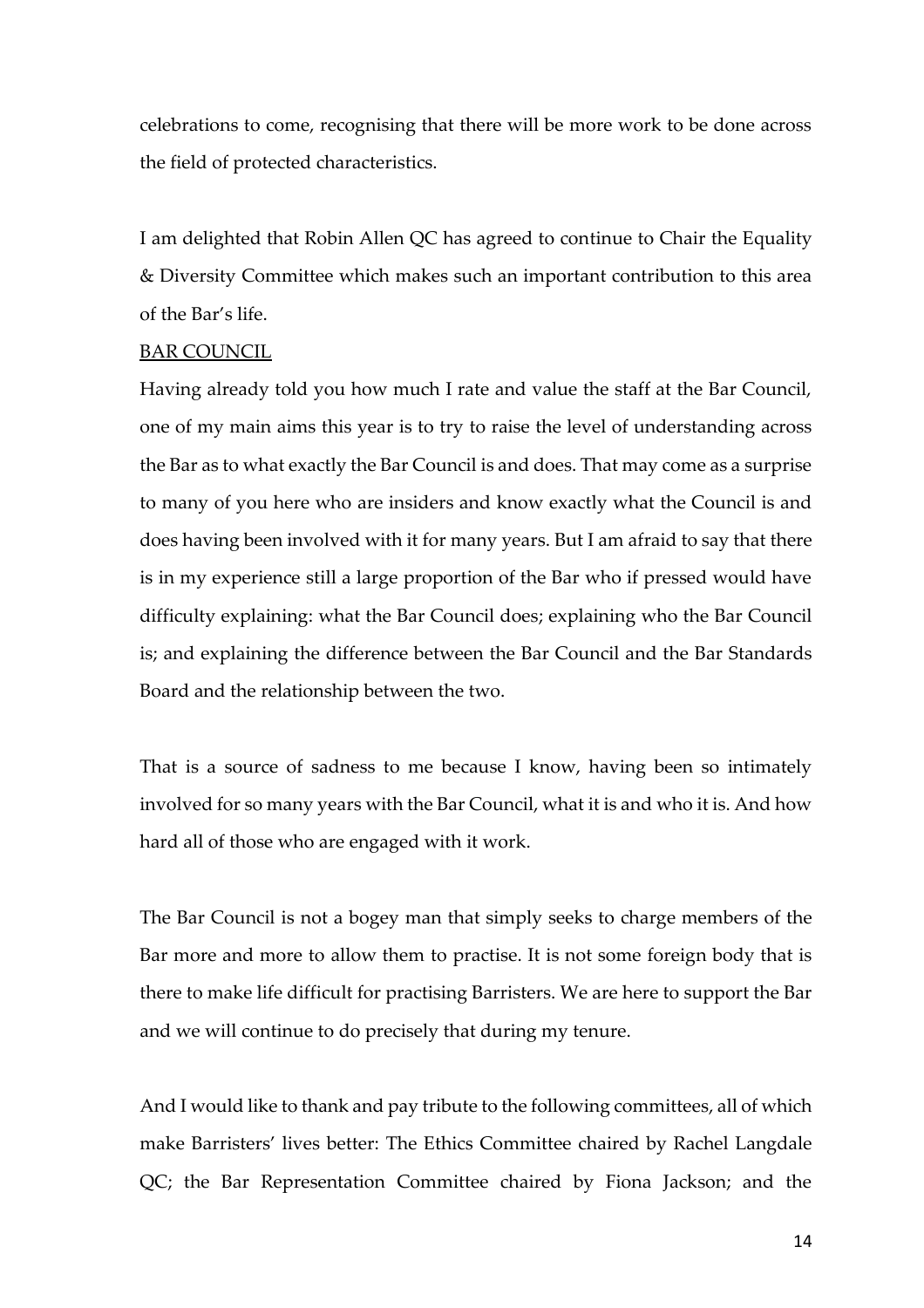celebrations to come, recognising that there will be more work to be done across the field of protected characteristics.

I am delighted that Robin Allen QC has agreed to continue to Chair the Equality & Diversity Committee which makes such an important contribution to this area of the Bar's life.

BAR COUNCIL

Having already told you how much I rate and value the staff at the Bar Council, one of my main aims this year is to try to raise the level of understanding across the Bar as to what exactly the Bar Council is and does. That may come as a surprise to many of you here who are insiders and know exactly what the Council is and does having been involved with it for many years. But I am afraid to say that there is in my experience still a large proportion of the Bar who if pressed would have difficulty explaining: what the Bar Council does; explaining who the Bar Council is; and explaining the difference between the Bar Council and the Bar Standards Board and the relationship between the two.

That is a source of sadness to me because I know, having been so intimately involved for so many years with the Bar Council, what it is and who it is. And how hard all of those who are engaged with it work.

The Bar Council is not a bogey man that simply seeks to charge members of the Bar more and more to allow them to practise. It is not some foreign body that is there to make life difficult for practising Barristers. We are here to support the Bar and we will continue to do precisely that during my tenure.

And I would like to thank and pay tribute to the following committees, all of which make Barristers' lives better: The Ethics Committee chaired by Rachel Langdale QC; the Bar Representation Committee chaired by Fiona Jackson; and the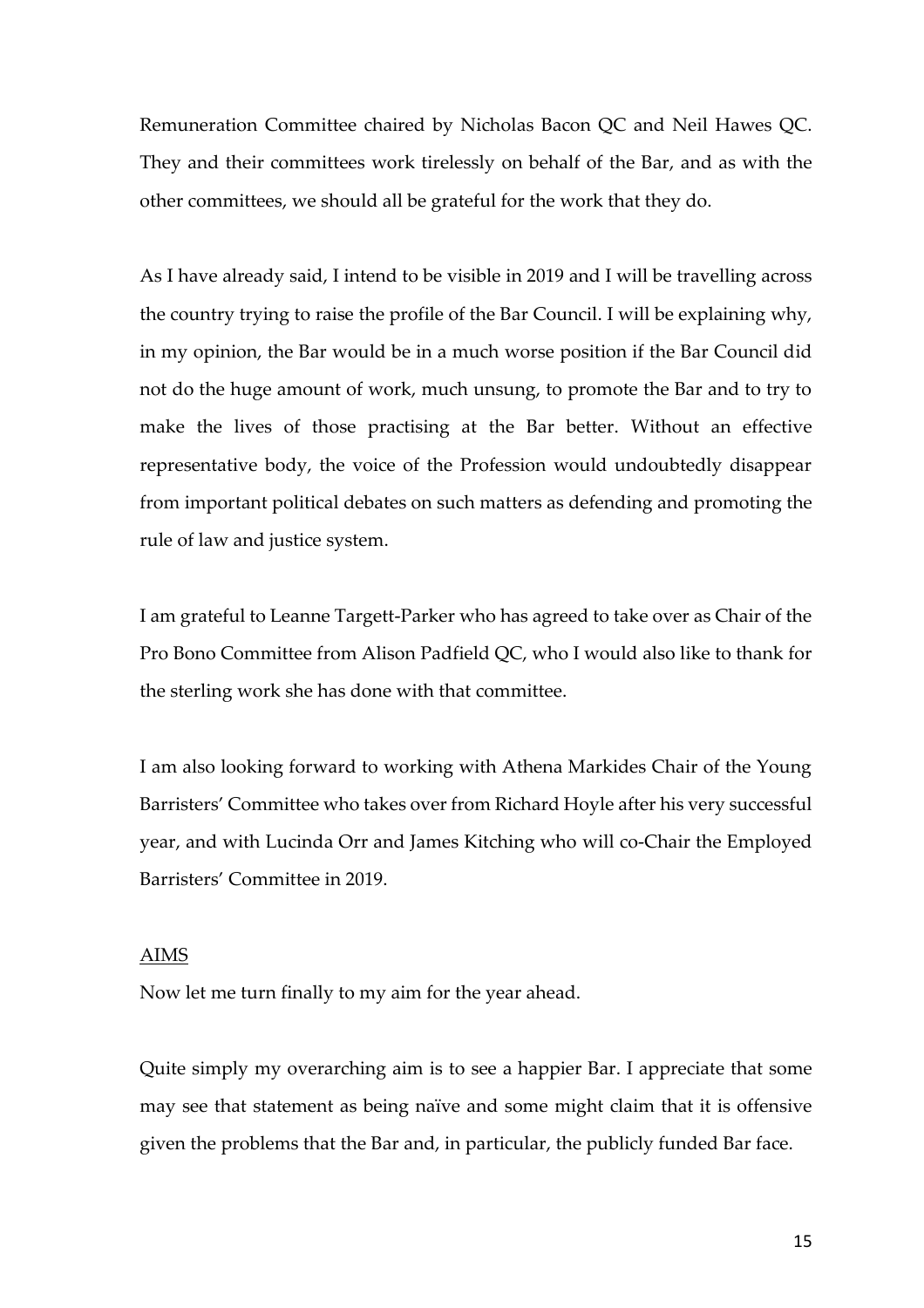Remuneration Committee chaired by Nicholas Bacon QC and Neil Hawes QC. They and their committees work tirelessly on behalf of the Bar, and as with the other committees, we should all be grateful for the work that they do.

As I have already said, I intend to be visible in 2019 and I will be travelling across the country trying to raise the profile of the Bar Council. I will be explaining why, in my opinion, the Bar would be in a much worse position if the Bar Council did not do the huge amount of work, much unsung, to promote the Bar and to try to make the lives of those practising at the Bar better. Without an effective representative body, the voice of the Profession would undoubtedly disappear from important political debates on such matters as defending and promoting the rule of law and justice system.

I am grateful to Leanne Targett-Parker who has agreed to take over as Chair of the Pro Bono Committee from Alison Padfield QC, who I would also like to thank for the sterling work she has done with that committee.

I am also looking forward to working with Athena Markides Chair of the Young Barristers' Committee who takes over from Richard Hoyle after his very successful year, and with Lucinda Orr and James Kitching who will co-Chair the Employed Barristers' Committee in 2019.

<u>AIMS</u>

Now let me turn finally to my aim for the year ahead.

Quite simply my overarching aim is to see a happier Bar. I appreciate that some may see that statement as being naïve and some might claim that it is offensive given the problems that the Bar and, in particular, the publicly funded Bar face.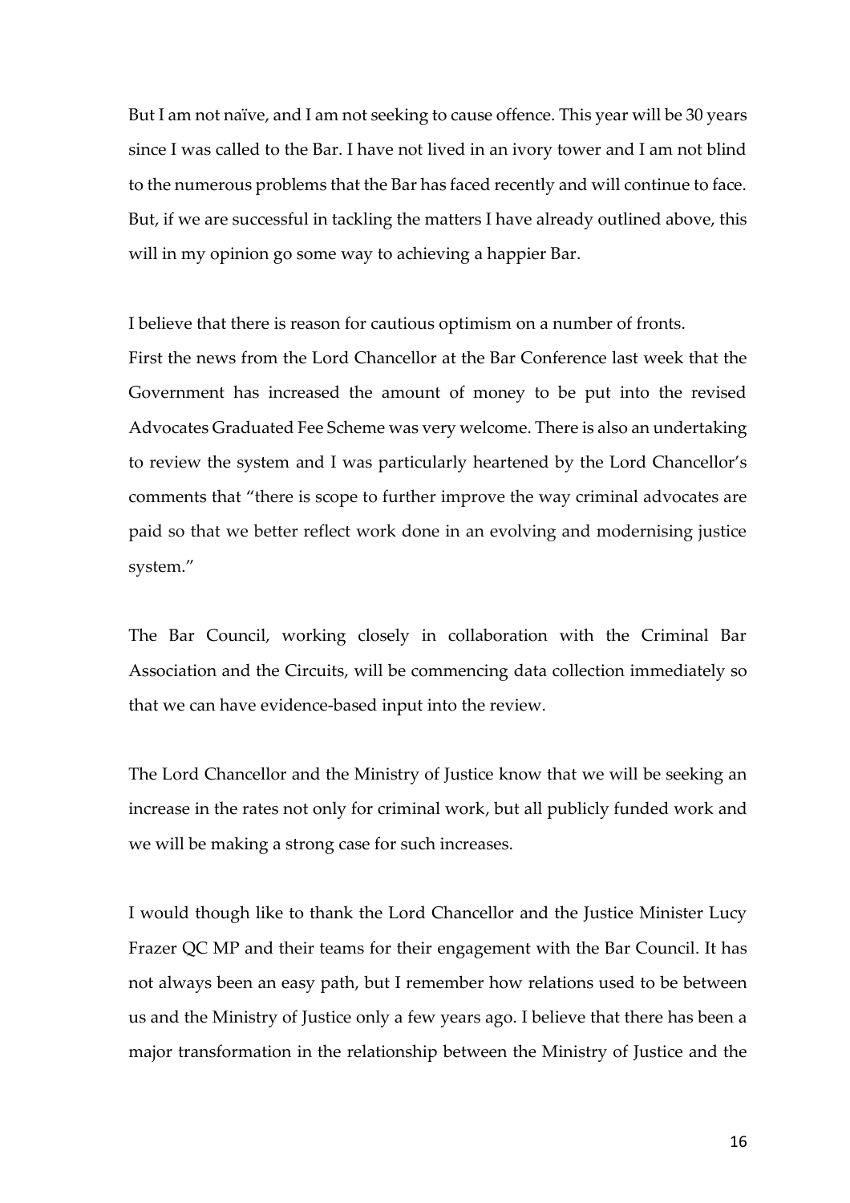But I am not naïve, and I am not seeking to cause offence. This year will be 30 years since I was called to the Bar. I have not lived in an ivory tower and I am not blind to the numerous problems that the Bar has faced recently and will continue to face. But, if we are successful in tackling the matters I have already outlined above, this will in my opinion go some way to achieving a happier Bar.

I believe that there is reason for cautious optimism on a number of fronts.
First the news from the Lord Chancellor at the Bar Conference last week that the Government has increased the amount of money to be put into the revised Advocates Graduated Fee Scheme was very welcome. There is also an undertaking to review the system and I was particularly heartened by the Lord Chancellor's comments that "there is scope to further improve the way criminal advocates are paid so that we better reflect work done in an evolving and modernising justice system."

The Bar Council, working closely in collaboration with the Criminal Bar Association and the Circuits, will be commencing data collection immediately so that we can have evidence-based input into the review.

The Lord Chancellor and the Ministry of Justice know that we will be seeking an increase in the rates not only for criminal work, but all publicly funded work and we will be making a strong case for such increases.

I would though like to thank the Lord Chancellor and the Justice Minister Lucy Frazer QC MP and their teams for their engagement with the Bar Council. It has not always been an easy path, but I remember how relations used to be between us and the Ministry of Justice only a few years ago. I believe that there has been a major transformation in the relationship between the Ministry of Justice and the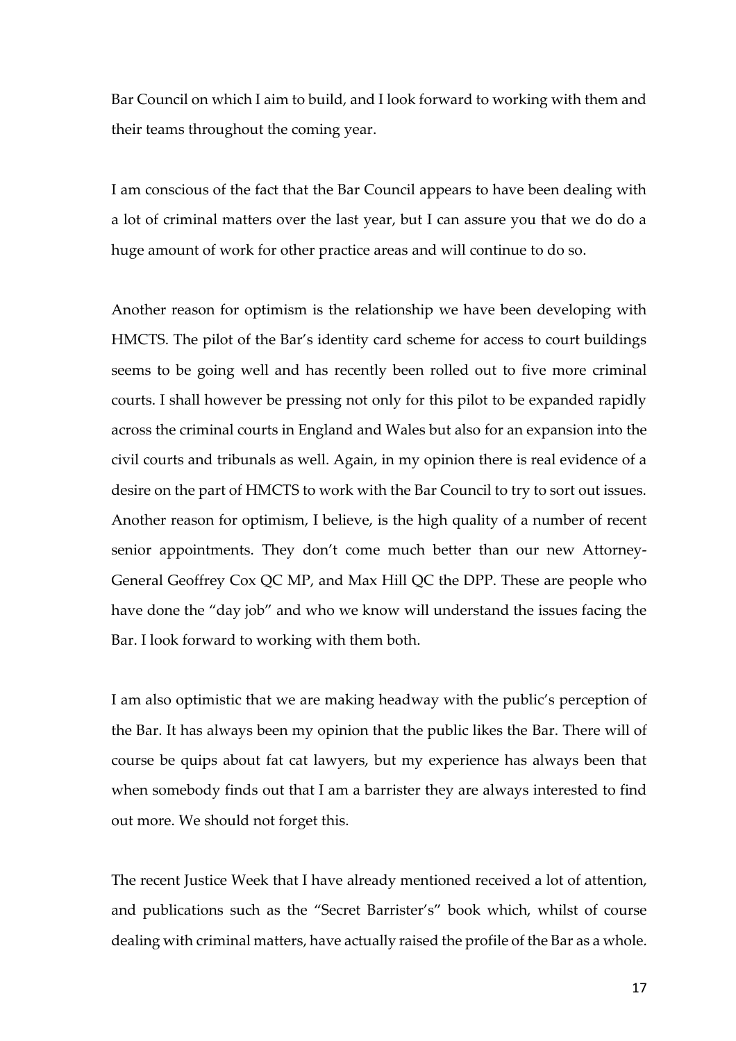Bar Council on which I aim to build, and I look forward to working with them and their teams throughout the coming year.

I am conscious of the fact that the Bar Council appears to have been dealing with a lot of criminal matters over the last year, but I can assure you that we do do a huge amount of work for other practice areas and will continue to do so.

Another reason for optimism is the relationship we have been developing with HMCTS. The pilot of the Bar's identity card scheme for access to court buildings seems to be going well and has recently been rolled out to five more criminal courts. I shall however be pressing not only for this pilot to be expanded rapidly across the criminal courts in England and Wales but also for an expansion into the civil courts and tribunals as well. Again, in my opinion there is real evidence of a desire on the part of HMCTS to work with the Bar Council to try to sort out issues. Another reason for optimism, I believe, is the high quality of a number of recent senior appointments. They don't come much better than our new Attorney-General Geoffrey Cox QC MP, and Max Hill QC the DPP. These are people who have done the "day job" and who we know will understand the issues facing the Bar. I look forward to working with them both.

I am also optimistic that we are making headway with the public's perception of the Bar. It has always been my opinion that the public likes the Bar. There will of course be quips about fat cat lawyers, but my experience has always been that when somebody finds out that I am a barrister they are always interested to find out more. We should not forget this.

The recent Justice Week that I have already mentioned received a lot of attention, and publications such as the "Secret Barrister's" book which, whilst of course dealing with criminal matters, have actually raised the profile of the Bar as a whole.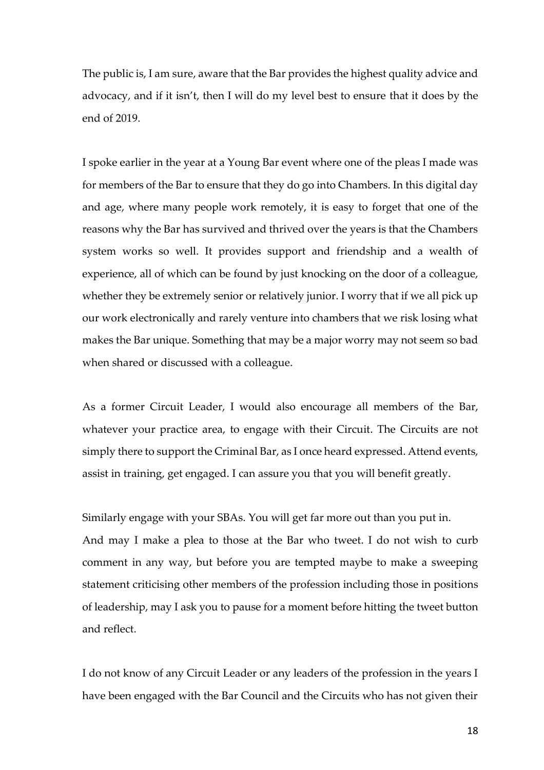The public is, I am sure, aware that the Bar provides the highest quality advice and advocacy, and if it isn't, then I will do my level best to ensure that it does by the end of 2019.

I spoke earlier in the year at a Young Bar event where one of the pleas I made was for members of the Bar to ensure that they do go into Chambers. In this digital day and age, where many people work remotely, it is easy to forget that one of the reasons why the Bar has survived and thrived over the years is that the Chambers system works so well. It provides support and friendship and a wealth of experience, all of which can be found by just knocking on the door of a colleague, whether they be extremely senior or relatively junior. I worry that if we all pick up our work electronically and rarely venture into chambers that we risk losing what makes the Bar unique. Something that may be a major worry may not seem so bad when shared or discussed with a colleague.

As a former Circuit Leader, I would also encourage all members of the Bar, whatever your practice area, to engage with their Circuit. The Circuits are not simply there to support the Criminal Bar, as I once heard expressed. Attend events, assist in training, get engaged. I can assure you that you will benefit greatly.

Similarly engage with your SBAs. You will get far more out than you put in.

And may I make a plea to those at the Bar who tweet. I do not wish to curb comment in any way, but before you are tempted maybe to make a sweeping statement criticising other members of the profession including those in positions of leadership, may I ask you to pause for a moment before hitting the tweet button and reflect.

I do not know of any Circuit Leader or any leaders of the profession in the years I have been engaged with the Bar Council and the Circuits who has not given their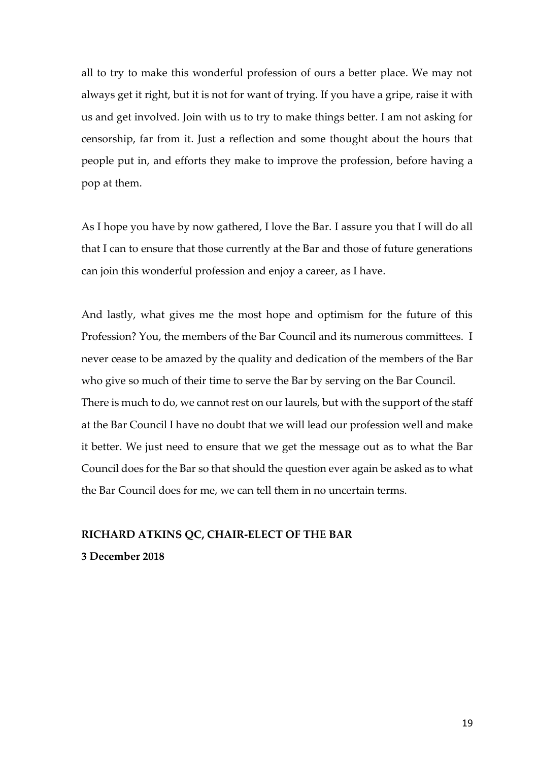all to try to make this wonderful profession of ours a better place. We may not always get it right, but it is not for want of trying. If you have a gripe, raise it with us and get involved. Join with us to try to make things better. I am not asking for censorship, far from it. Just a reflection and some thought about the hours that people put in, and efforts they make to improve the profession, before having a pop at them.

As I hope you have by now gathered, I love the Bar. I assure you that I will do all that I can to ensure that those currently at the Bar and those of future generations can join this wonderful profession and enjoy a career, as I have.

And lastly, what gives me the most hope and optimism for the future of this Profession? You, the members of the Bar Council and its numerous committees. I never cease to be amazed by the quality and dedication of the members of the Bar who give so much of their time to serve the Bar by serving on the Bar Council. There is much to do, we cannot rest on our laurels, but with the support of the staff at the Bar Council I have no doubt that we will lead our profession well and make it better. We just need to ensure that we get the message out as to what the Bar Council does for the Bar so that should the question ever again be asked as to what the Bar Council does for me, we can tell them in no uncertain terms.

**RICHARD ATKINS QC, CHAIR-ELECT OF THE BAR**

**3 December 2018**